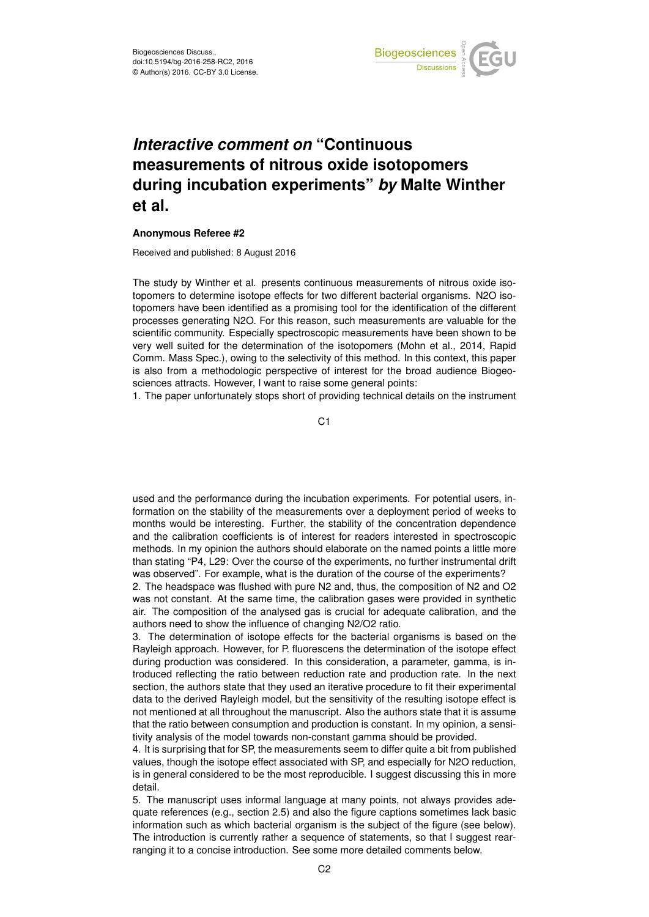# *Interactive comment on* "Continuous measurements of nitrous oxide isotopomers during incubation experiments" *by* Malte Winther et al.

**Anonymous Referee #2**

Received and published: 8 August 2016

The study by Winther et al. presents continuous measurements of nitrous oxide isotopomers to determine isotope effects for two different bacterial organisms. N2O isotopomers have been identified as a promising tool for the identification of the different processes generating N2O. For this reason, such measurements are valuable for the scientific community. Especially spectroscopic measurements have been shown to be very well suited for the determination of the isotopomers (Mohn et al., 2014, Rapid Comm. Mass Spec.), owing to the selectivity of this method. In this context, this paper is also from a methodologic perspective of interest for the broad audience Biogeosciences attracts. However, I want to raise some general points:

1. The paper unfortunately stops short of providing technical details on the instrument used and the performance during the incubation experiments. For potential users, information on the stability of the measurements over a deployment period of weeks to months would be interesting. Further, the stability of the concentration dependence and the calibration coefficients is of interest for readers interested in spectroscopic methods. In my opinion the authors should elaborate on the named points a little more than stating "P4, L29: Over the course of the experiments, no further instrumental drift was observed". For example, what is the duration of the course of the experiments?
2. The headspace was flushed with pure N2 and, thus, the composition of N2 and O2 was not constant. At the same time, the calibration gases were provided in synthetic air. The composition of the analysed gas is crucial for adequate calibration, and the authors need to show the influence of changing N2/O2 ratio.
3. The determination of isotope effects for the bacterial organisms is based on the Rayleigh approach. However, for P. fluorescens the determination of the isotope effect during production was considered. In this consideration, a parameter, gamma, is introduced reflecting the ratio between reduction rate and production rate. In the next section, the authors state that they used an iterative procedure to fit their experimental data to the derived Rayleigh model, but the sensitivity of the resulting isotope effect is not mentioned at all throughout the manuscript. Also the authors state that it is assume that the ratio between consumption and production is constant. In my opinion, a sensitivity analysis of the model towards non-constant gamma should be provided.
4. It is surprising that for SP, the measurements seem to differ quite a bit from published values, though the isotope effect associated with SP, and especially for N2O reduction, is in general considered to be the most reproducible. I suggest discussing this in more detail.
5. The manuscript uses informal language at many points, not always provides adequate references (e.g., section 2.5) and also the figure captions sometimes lack basic information such as which bacterial organism is the subject of the figure (see below). The introduction is currently rather a sequence of statements, so that I suggest rearranging it to a concise introduction. See some more detailed comments below.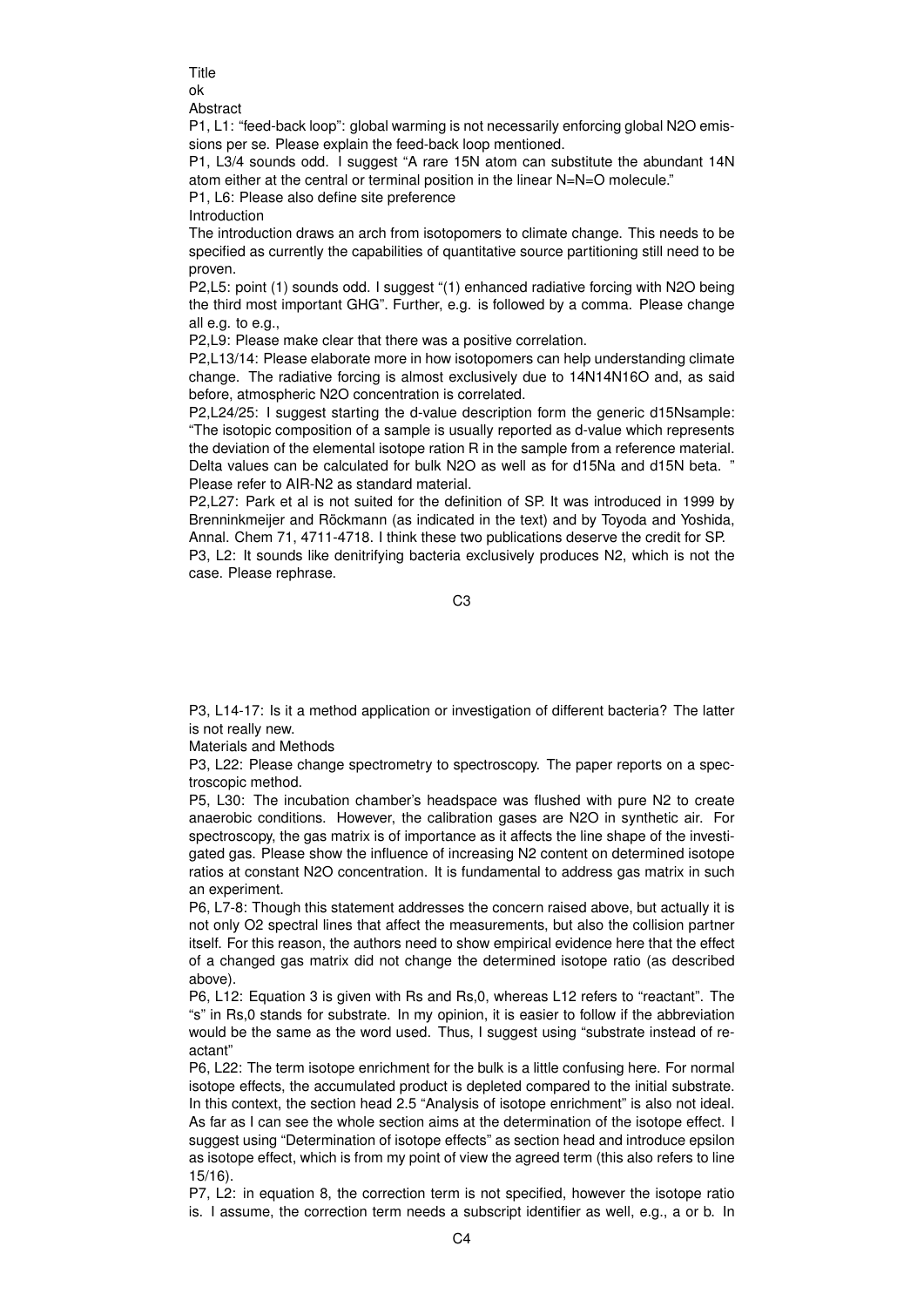Title

ok

Abstract

P1, L1: "feed-back loop": global warming is not necessarily enforcing global $N_2O$ emissions per se. Please explain the feed-back loop mentioned.

P1, L3/4 sounds odd. I suggest "A rare 15N atom can substitute the abundant 14N atom either at the central or terminal position in the linear N=N=O molecule."

P1, L6: Please also define site preference

Introduction

The introduction draws an arch from isotopomers to climate change. This needs to be specified as currently the capabilities of quantitative source partitioning still need to be proven.

P2,L5: point (1) sounds odd. I suggest "(1) enhanced radiative forcing with $N_2O$ being the third most important GHG". Further, e.g. is followed by a comma. Please change all e.g. to e.g.,

P2,L9: Please make clear that there was a positive correlation.

P2,L13/14: Please elaborate more in how isotopomers can help understanding climate change. The radiative forcing is almost exclusively due to 14N14N16O and, as said before, atmospheric $N_2O$ concentration is correlated.

P2,L24/25: I suggest starting the d-value description form the generic d15Nsample: "The isotopic composition of a sample is usually reported as d-value which represents the deviation of the elemental isotope ration R in the sample from a reference material. Delta values can be calculated for bulk $N_2O$ as well as for d15Na and d15N beta. " Please refer to AIR-N2 as standard material.

P2,L27: Park et al is not suited for the definition of SP. It was introduced in 1999 by Brenninkmeijer and Röckmann (as indicated in the text) and by Toyoda and Yoshida, Annal. Chem 71, 4711-4718. I think these two publications deserve the credit for SP.

P3, L2: It sounds like denitrifying bacteria exclusively produces $N_2$, which is not the case. Please rephrase.

P3, L14-17: Is it a method application or investigation of different bacteria? The latter is not really new.

Materials and Methods

P3, L22: Please change spectrometry to spectroscopy. The paper reports on a spectroscopic method.

P5, L30: The incubation chamber's headspace was flushed with pure $N_2$ to create anaerobic conditions. However, the calibration gases are $N_2O$ in synthetic air. For spectroscopy, the gas matrix is of importance as it affects the line shape of the investigated gas. Please show the influence of increasing $N_2$ content on determined isotope ratios at constant $N_2O$ concentration. It is fundamental to address gas matrix in such an experiment.

P6, L7-8: Though this statement addresses the concern raised above, but actually it is not only $O_2$ spectral lines that affect the measurements, but also the collision partner itself. For this reason, the authors need to show empirical evidence here that the effect of a changed gas matrix did not change the determined isotope ratio (as described above).

P6, L12: Equation 3 is given with Rs and Rs,0, whereas L12 refers to "reactant". The "s" in Rs,0 stands for substrate. In my opinion, it is easier to follow if the abbreviation would be the same as the word used. Thus, I suggest using "substrate instead of reactant"

P6, L22: The term isotope enrichment for the bulk is a little confusing here. For normal isotope effects, the accumulated product is depleted compared to the initial substrate. In this context, the section head 2.5 "Analysis of isotope enrichment" is also not ideal. As far as I can see the whole section aims at the determination of the isotope effect. I suggest using "Determination of isotope effects" as section head and introduce epsilon as isotope effect, which is from my point of view the agreed term (this also refers to line 15/16).

P7, L2: in equation 8, the correction term is not specified, however the isotope ratio is. I assume, the correction term needs a subscript identifier as well, e.g., a or b. In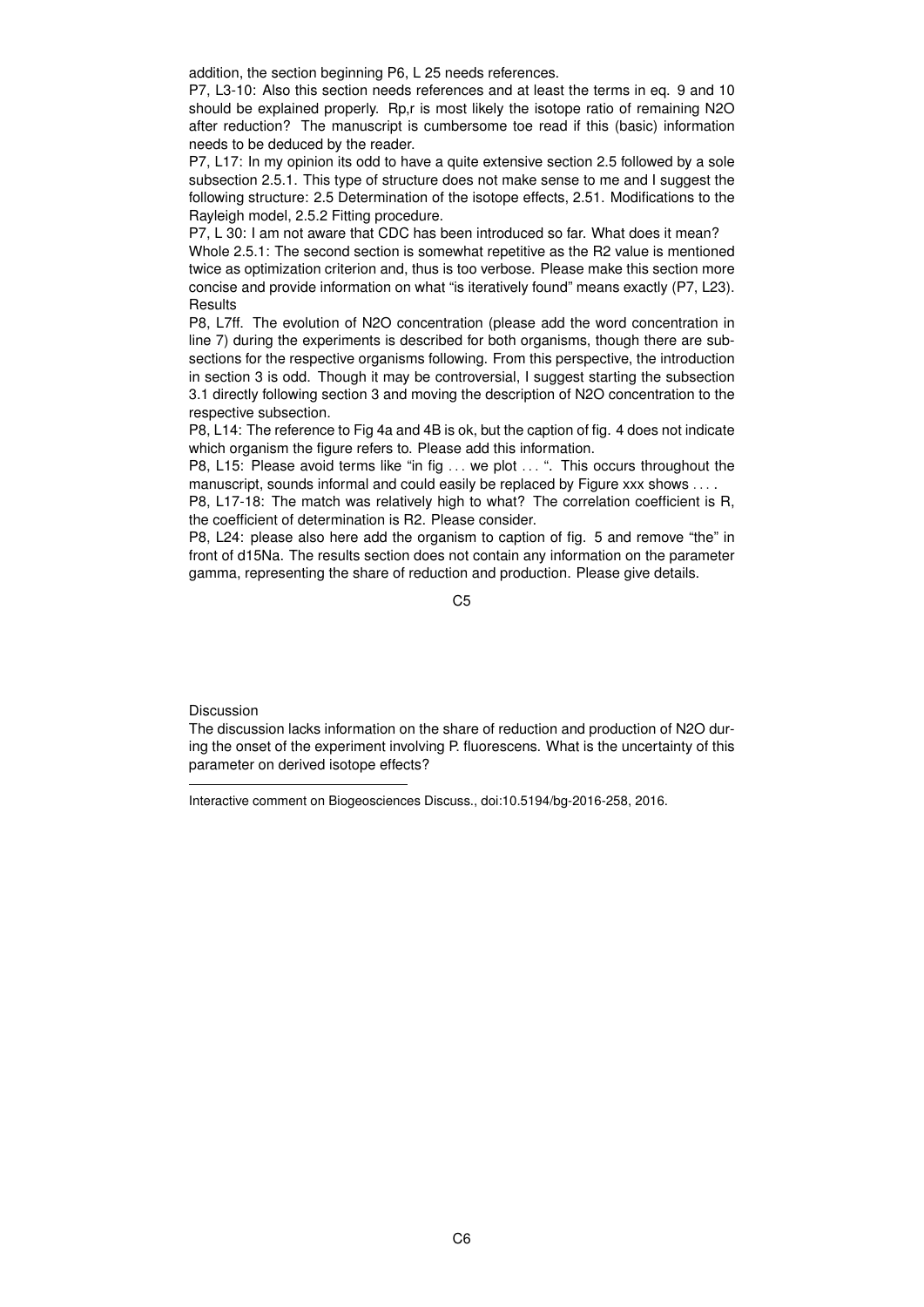addition, the section beginning P6, L 25 needs references.

P7, L3-10: Also this section needs references and at least the terms in eq. 9 and 10 should be explained properly. $R_{p,r}$ is most likely the isotope ratio of remaining $N_2O$ after reduction? The manuscript is cumbersome toe read if this (basic) information needs to be deduced by the reader.

P7, L17: In my opinion its odd to have a quite extensive section 2.5 followed by a sole subsection 2.5.1. This type of structure does not make sense to me and I suggest the following structure: 2.5 Determination of the isotope effects, 2.51. Modifications to the Rayleigh model, 2.5.2 Fitting procedure.

P7, L 30: I am not aware that CDC has been introduced so far. What does it mean?

Whole 2.5.1: The second section is somewhat repetitive as the R2 value is mentioned twice as optimization criterion and, thus is too verbose. Please make this section more concise and provide information on what "is iteratively found" means exactly (P7, L23).

Results

P8, L7ff. The evolution of $N_2O$ concentration (please add the word concentration in line 7) during the experiments is described for both organisms, though there are subsections for the respective organisms following. From this perspective, the introduction in section 3 is odd. Though it may be controversial, I suggest starting the subsection 3.1 directly following section 3 and moving the description of $N_2O$ concentration to the respective subsection.

P8, L14: The reference to Fig 4a and 4B is ok, but the caption of fig. 4 does not indicate which organism the figure refers to. Please add this information.

P8, L15: Please avoid terms like "in fig ... we plot ... ". This occurs throughout the manuscript, sounds informal and could easily be replaced by Figure xxx shows ... .

P8, L17-18: The match was relatively high to what? The correlation coefficient is R, the coefficient of determination is $R^2$. Please consider.

P8, L24: please also here add the organism to caption of fig. 5 and remove "the" in front of $d15N_a$. The results section does not contain any information on the parameter gamma, representing the share of reduction and production. Please give details.

Discussion

The discussion lacks information on the share of reduction and production of $N_2O$ during the onset of the experiment involving P. fluorescens. What is the uncertainty of this parameter on derived isotope effects?

---

Interactive comment on Biogeosciences Discuss., doi:10.5194/bg-2016-258, 2016.